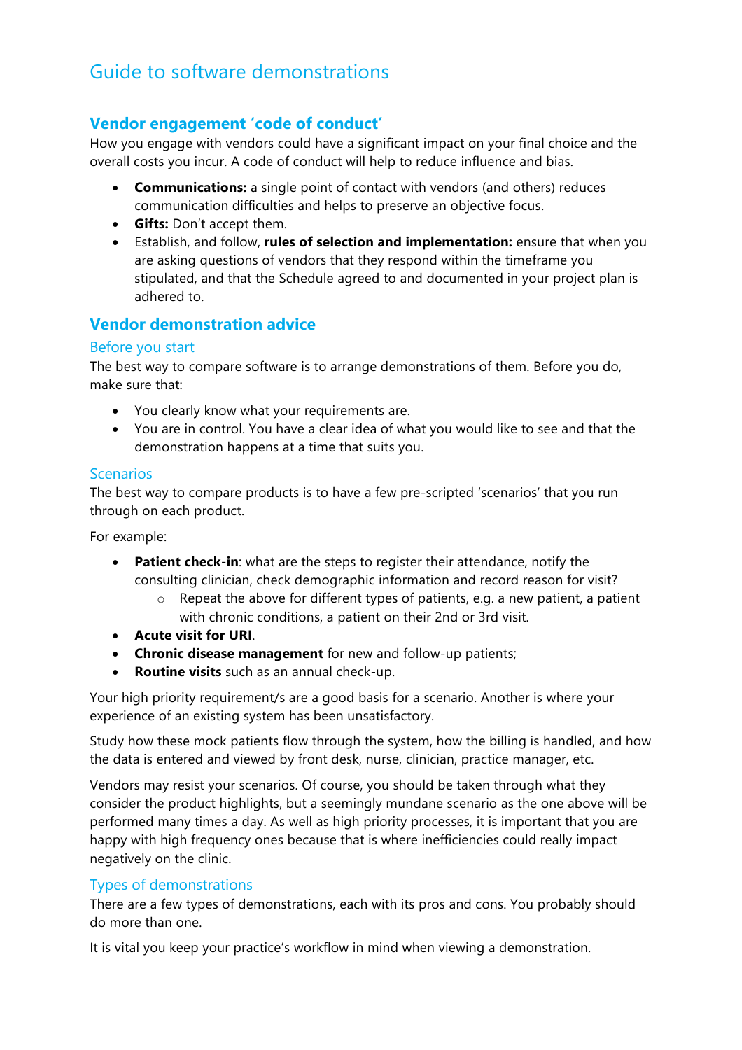# Guide to software demonstrations

## Vendor engagement 'code of conduct'

How you engage with vendors could have a significant impact on your final choice and the overall costs you incur. A code of conduct will help to reduce influence and bias.

- **Communications:** a single point of contact with vendors (and others) reduces communication difficulties and helps to preserve an objective focus.
- **Gifts:** Don't accept them.
- Establish, and follow, **rules of selection and implementation:** ensure that when you are asking questions of vendors that they respond within the timeframe you stipulated, and that the Schedule agreed to and documented in your project plan is adhered to.

## Vendor demonstration advice

### Before you start

The best way to compare software is to arrange demonstrations of them. Before you do, make sure that:

- You clearly know what your requirements are.
- You are in control. You have a clear idea of what you would like to see and that the demonstration happens at a time that suits you.

### Scenarios

The best way to compare products is to have a few pre-scripted 'scenarios' that you run through on each product.

For example:

- **Patient check-in**: what are the steps to register their attendance, notify the consulting clinician, check demographic information and record reason for visit?
    - Repeat the above for different types of patients, e.g. a new patient, a patient with chronic conditions, a patient on their 2nd or 3rd visit.
- **Acute visit for URI**.
- **Chronic disease management** for new and follow-up patients;
- **Routine visits** such as an annual check-up.

Your high priority requirement/s are a good basis for a scenario. Another is where your experience of an existing system has been unsatisfactory.

Study how these mock patients flow through the system, how the billing is handled, and how the data is entered and viewed by front desk, nurse, clinician, practice manager, etc.

Vendors may resist your scenarios. Of course, you should be taken through what they consider the product highlights, but a seemingly mundane scenario as the one above will be performed many times a day. As well as high priority processes, it is important that you are happy with high frequency ones because that is where inefficiencies could really impact negatively on the clinic.

### Types of demonstrations

There are a few types of demonstrations, each with its pros and cons. You probably should do more than one.

It is vital you keep your practice's workflow in mind when viewing a demonstration.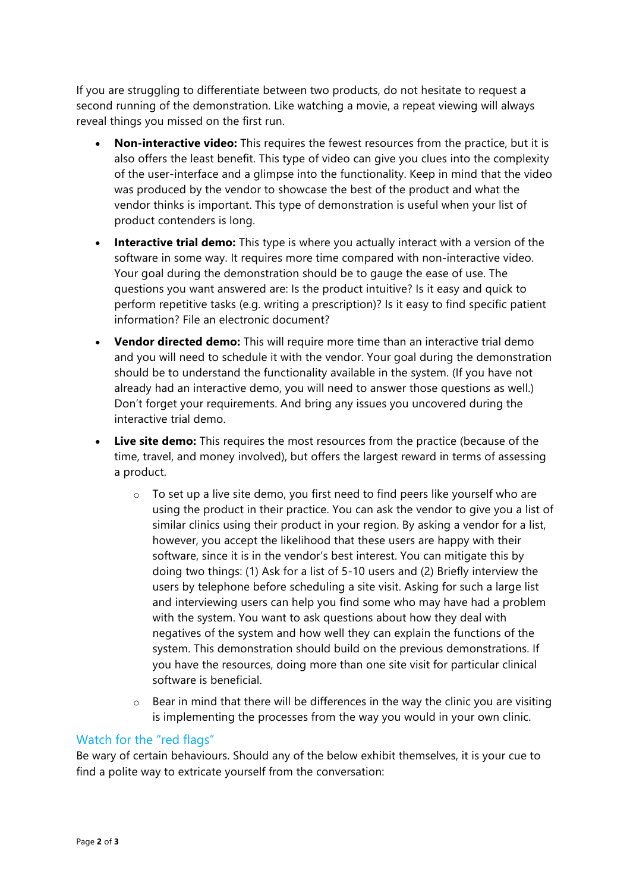If you are struggling to differentiate between two products, do not hesitate to request a second running of the demonstration. Like watching a movie, a repeat viewing will always reveal things you missed on the first run.

- **Non-interactive video:** This requires the fewest resources from the practice, but it is also offers the least benefit. This type of video can give you clues into the complexity of the user-interface and a glimpse into the functionality. Keep in mind that the video was produced by the vendor to showcase the best of the product and what the vendor thinks is important. This type of demonstration is useful when your list of product contenders is long.
- **Interactive trial demo:** This type is where you actually interact with a version of the software in some way. It requires more time compared with non-interactive video. Your goal during the demonstration should be to gauge the ease of use. The questions you want answered are: Is the product intuitive? Is it easy and quick to perform repetitive tasks (e.g. writing a prescription)? Is it easy to find specific patient information? File an electronic document?
- **Vendor directed demo:** This will require more time than an interactive trial demo and you will need to schedule it with the vendor. Your goal during the demonstration should be to understand the functionality available in the system. (If you have not already had an interactive demo, you will need to answer those questions as well.) Don't forget your requirements. And bring any issues you uncovered during the interactive trial demo.
- **Live site demo:** This requires the most resources from the practice (because of the time, travel, and money involved), but offers the largest reward in terms of assessing a product.
  - To set up a live site demo, you first need to find peers like yourself who are using the product in their practice. You can ask the vendor to give you a list of similar clinics using their product in your region. By asking a vendor for a list, however, you accept the likelihood that these users are happy with their software, since it is in the vendor's best interest. You can mitigate this by doing two things: (1) Ask for a list of 5-10 users and (2) Briefly interview the users by telephone before scheduling a site visit. Asking for such a large list and interviewing users can help you find some who may have had a problem with the system. You want to ask questions about how they deal with negatives of the system and how well they can explain the functions of the system. This demonstration should build on the previous demonstrations. If you have the resources, doing more than one site visit for particular clinical software is beneficial.
  - Bear in mind that there will be differences in the way the clinic you are visiting is implementing the processes from the way you would in your own clinic.

## Watch for the "red flags"

Be wary of certain behaviours. Should any of the below exhibit themselves, it is your cue to find a polite way to extricate yourself from the conversation: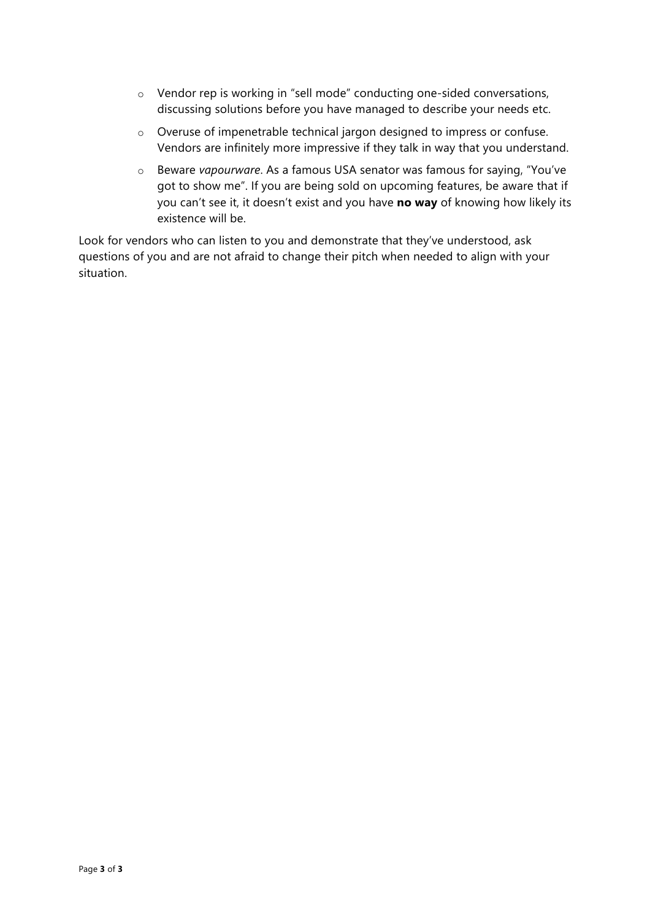- Vendor rep is working in "sell mode" conducting one-sided conversations, discussing solutions before you have managed to describe your needs etc.
- Overuse of impenetrable technical jargon designed to impress or confuse. Vendors are infinitely more impressive if they talk in way that you understand.
- Beware *vapourware*. As a famous USA senator was famous for saying, "You've got to show me". If you are being sold on upcoming features, be aware that if you can't see it, it doesn't exist and you have **no way** of knowing how likely its existence will be.

Look for vendors who can listen to you and demonstrate that they've understood, ask questions of you and are not afraid to change their pitch when needed to align with your situation.